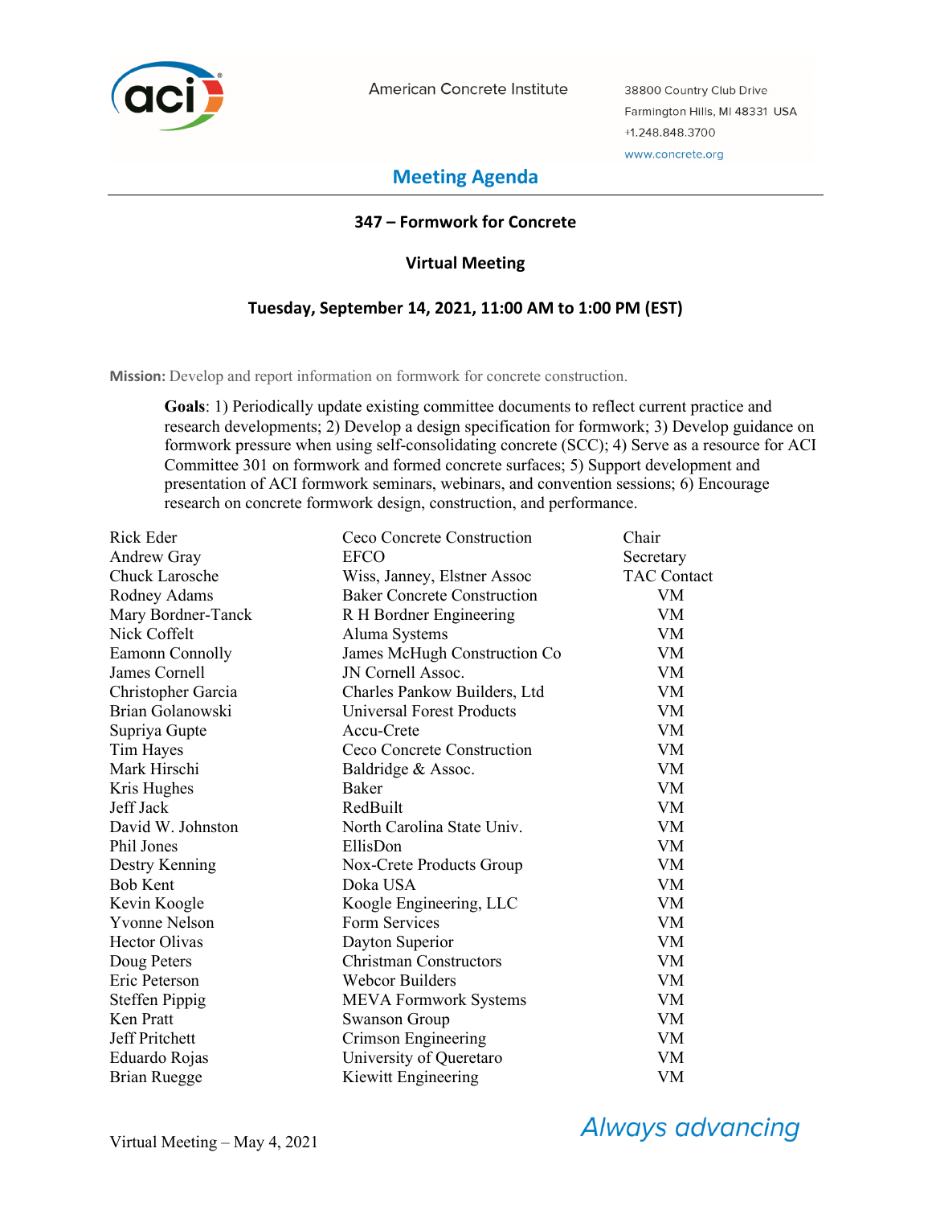American Concrete Institute

38800 Country Club Drive
Farmington Hills, MI 48331 USA
+1.248.848.3700
www.concrete.org

# Meeting Agenda

## 347 – Formwork for Concrete

### Virtual Meeting

### Tuesday, September 14, 2021, 11:00 AM to 1:00 PM (EST)

**Mission:** Develop and report information on formwork for concrete construction.

**Goals**: 1) Periodically update existing committee documents to reflect current practice and research developments; 2) Develop a design specification for formwork; 3) Develop guidance on formwork pressure when using self-consolidating concrete (SCC); 4) Serve as a resource for ACI Committee 301 on formwork and formed concrete surfaces; 5) Support development and presentation of ACI formwork seminars, webinars, and convention sessions; 6) Encourage research on concrete formwork design, construction, and performance.

| | | |
|---|---|---|
| Rick Eder | Ceco Concrete Construction | Chair |
| Andrew Gray | EFCO | Secretary |
| Chuck Larosche | Wiss, Janney, Elstner Assoc | TAC Contact |
| Rodney Adams | Baker Concrete Construction | VM |
| Mary Bordner-Tanck | R H Bordner Engineering | VM |
| Nick Coffelt | Aluma Systems | VM |
| Eamonn Connolly | James McHugh Construction Co | VM |
| James Cornell | JN Cornell Assoc. | VM |
| Christopher Garcia | Charles Pankow Builders, Ltd | VM |
| Brian Golanowski | Universal Forest Products | VM |
| Supriya Gupte | Accu-Crete | VM |
| Tim Hayes | Ceco Concrete Construction | VM |
| Mark Hirschi | Baldridge & Assoc. | VM |
| Kris Hughes | Baker | VM |
| Jeff Jack | RedBuilt | VM |
| David W. Johnston | North Carolina State Univ. | VM |
| Phil Jones | EllisDon | VM |
| Destry Kenning | Nox-Crete Products Group | VM |
| Bob Kent | Doka USA | VM |
| Kevin Koogle | Koogle Engineering, LLC | VM |
| Yvonne Nelson | Form Services | VM |
| Hector Olivas | Dayton Superior | VM |
| Doug Peters | Christman Constructors | VM |
| Eric Peterson | Webcor Builders | VM |
| Steffen Pippig | MEVA Formwork Systems | VM |
| Ken Pratt | Swanson Group | VM |
| Jeff Pritchett | Crimson Engineering | VM |
| Eduardo Rojas | University of Queretaro | VM |
| Brian Ruegge | Kiewitt Engineering | VM |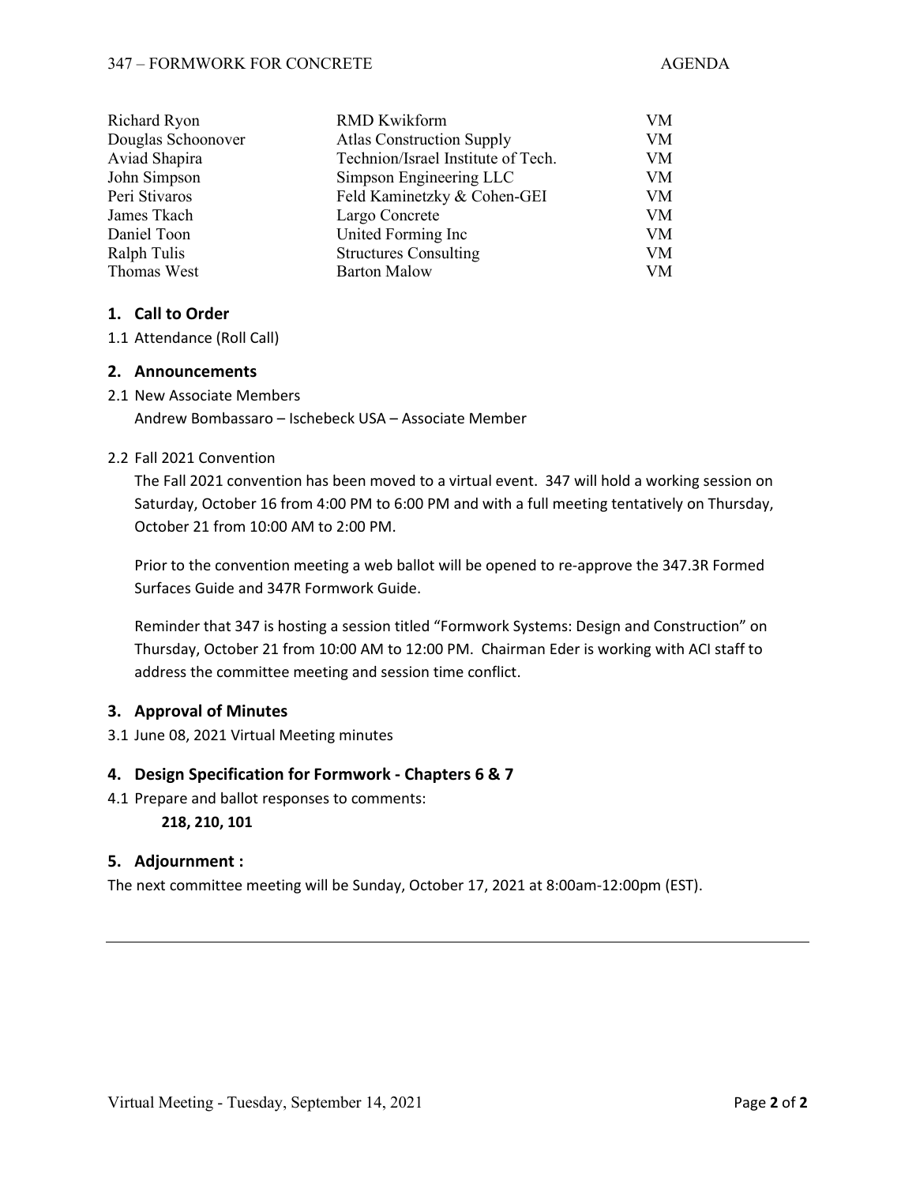| | | |
|---|---|---|
| Richard Ryon | RMD Kwikform | VM |
| Douglas Schoonover | Atlas Construction Supply | VM |
| Aviad Shapira | Technion/Israel Institute of Tech. | VM |
| John Simpson | Simpson Engineering LLC | VM |
| Peri Stivaros | Feld Kaminetzky & Cohen-GEI | VM |
| James Tkach | Largo Concrete | VM |
| Daniel Toon | United Forming Inc | VM |
| Ralph Tulis | Structures Consulting | VM |
| Thomas West | Barton Malow | VM |

## 1. Call to Order

1.1 Attendance (Roll Call)

## 2. Announcements

2.1 New Associate Members

Andrew Bombassaro – Ischebeck USA – Associate Member

2.2 Fall 2021 Convention

The Fall 2021 convention has been moved to a virtual event. 347 will hold a working session on Saturday, October 16 from 4:00 PM to 6:00 PM and with a full meeting tentatively on Thursday, October 21 from 10:00 AM to 2:00 PM.

Prior to the convention meeting a web ballot will be opened to re-approve the 347.3R Formed Surfaces Guide and 347R Formwork Guide.

Reminder that 347 is hosting a session titled "Formwork Systems: Design and Construction" on Thursday, October 21 from 10:00 AM to 12:00 PM. Chairman Eder is working with ACI staff to address the committee meeting and session time conflict.

## 3. Approval of Minutes

3.1 June 08, 2021 Virtual Meeting minutes

## 4. Design Specification for Formwork - Chapters 6 & 7

4.1 Prepare and ballot responses to comments:

**218, 210, 101**

## 5. Adjournment :

The next committee meeting will be Sunday, October 17, 2021 at 8:00am-12:00pm (EST).